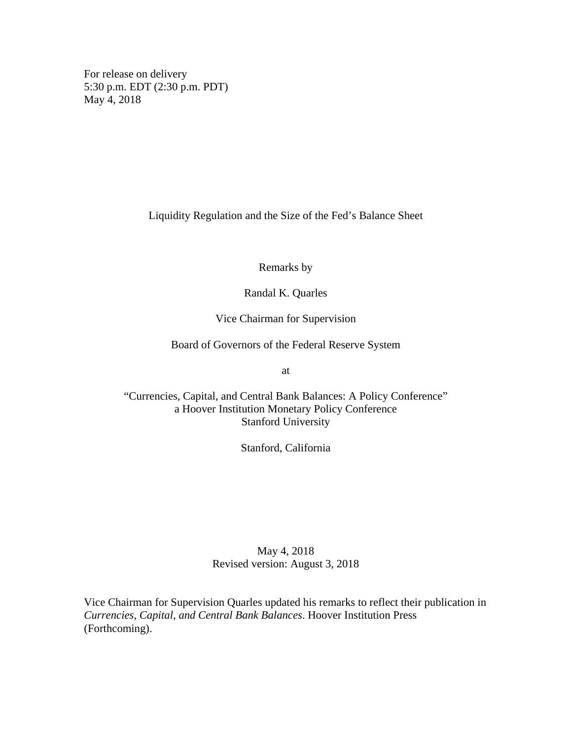For release on delivery
5:30 p.m. EDT (2:30 p.m. PDT)
May 4, 2018

# Liquidity Regulation and the Size of the Fed's Balance Sheet

Remarks by

Randal K. Quarles

Vice Chairman for Supervision

Board of Governors of the Federal Reserve System

at

"Currencies, Capital, and Central Bank Balances: A Policy Conference"
a Hoover Institution Monetary Policy Conference
Stanford University

Stanford, California

May 4, 2018
Revised version: August 3, 2018

Vice Chairman for Supervision Quarles updated his remarks to reflect their publication in *Currencies, Capital, and Central Bank Balances*. Hoover Institution Press (Forthcoming).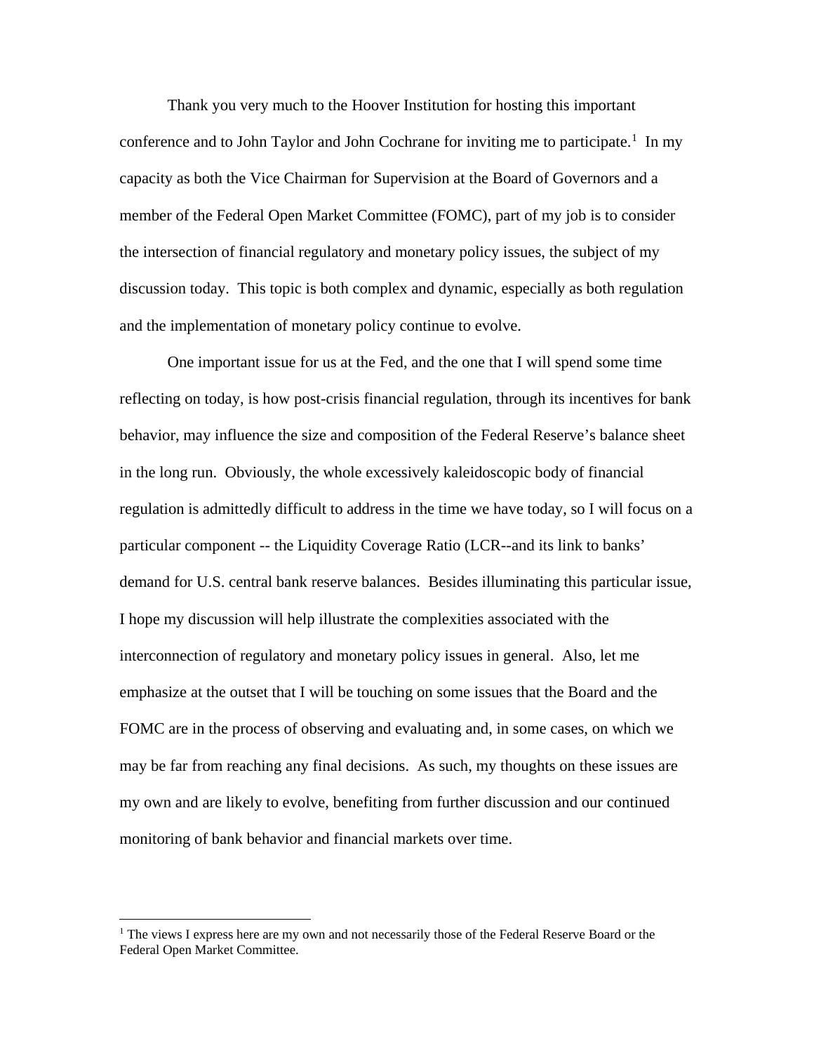Thank you very much to the Hoover Institution for hosting this important conference and to John Taylor and John Cochrane for inviting me to participate.[1] In my capacity as both the Vice Chairman for Supervision at the Board of Governors and a member of the Federal Open Market Committee (FOMC), part of my job is to consider the intersection of financial regulatory and monetary policy issues, the subject of my discussion today. This topic is both complex and dynamic, especially as both regulation and the implementation of monetary policy continue to evolve.

One important issue for us at the Fed, and the one that I will spend some time reflecting on today, is how post-crisis financial regulation, through its incentives for bank behavior, may influence the size and composition of the Federal Reserve's balance sheet in the long run. Obviously, the whole excessively kaleidoscopic body of financial regulation is admittedly difficult to address in the time we have today, so I will focus on a particular component -- the Liquidity Coverage Ratio (LCR--and its link to banks' demand for U.S. central bank reserve balances. Besides illuminating this particular issue, I hope my discussion will help illustrate the complexities associated with the interconnection of regulatory and monetary policy issues in general. Also, let me emphasize at the outset that I will be touching on some issues that the Board and the FOMC are in the process of observing and evaluating and, in some cases, on which we may be far from reaching any final decisions. As such, my thoughts on these issues are my own and are likely to evolve, benefiting from further discussion and our continued monitoring of bank behavior and financial markets over time.

[1] The views I express here are my own and not necessarily those of the Federal Reserve Board or the Federal Open Market Committee.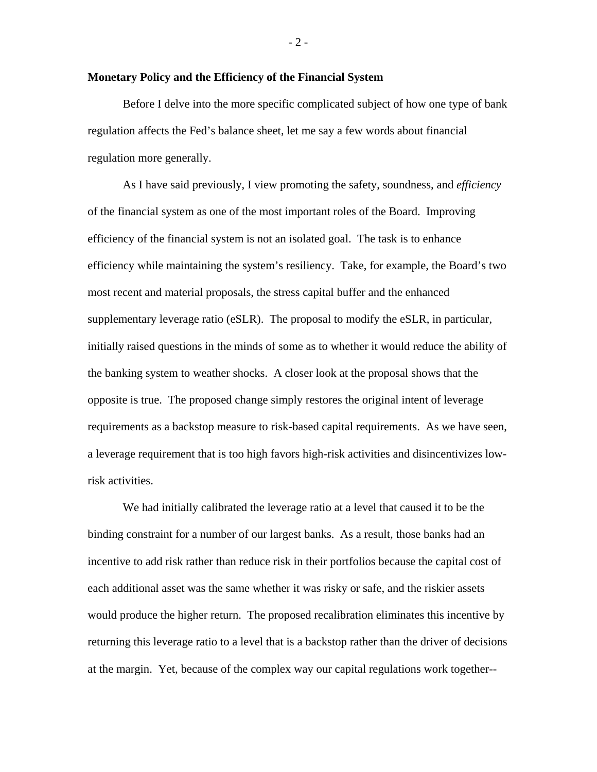**Monetary Policy and the Efficiency of the Financial System**

Before I delve into the more specific complicated subject of how one type of bank regulation affects the Fed's balance sheet, let me say a few words about financial regulation more generally.

As I have said previously, I view promoting the safety, soundness, and *efficiency* of the financial system as one of the most important roles of the Board. Improving efficiency of the financial system is not an isolated goal. The task is to enhance efficiency while maintaining the system's resiliency. Take, for example, the Board's two most recent and material proposals, the stress capital buffer and the enhanced supplementary leverage ratio (eSLR). The proposal to modify the eSLR, in particular, initially raised questions in the minds of some as to whether it would reduce the ability of the banking system to weather shocks. A closer look at the proposal shows that the opposite is true. The proposed change simply restores the original intent of leverage requirements as a backstop measure to risk-based capital requirements. As we have seen, a leverage requirement that is too high favors high-risk activities and disincentivizes low-risk activities.

We had initially calibrated the leverage ratio at a level that caused it to be the binding constraint for a number of our largest banks. As a result, those banks had an incentive to add risk rather than reduce risk in their portfolios because the capital cost of each additional asset was the same whether it was risky or safe, and the riskier assets would produce the higher return. The proposed recalibration eliminates this incentive by returning this leverage ratio to a level that is a backstop rather than the driver of decisions at the margin. Yet, because of the complex way our capital regulations work together--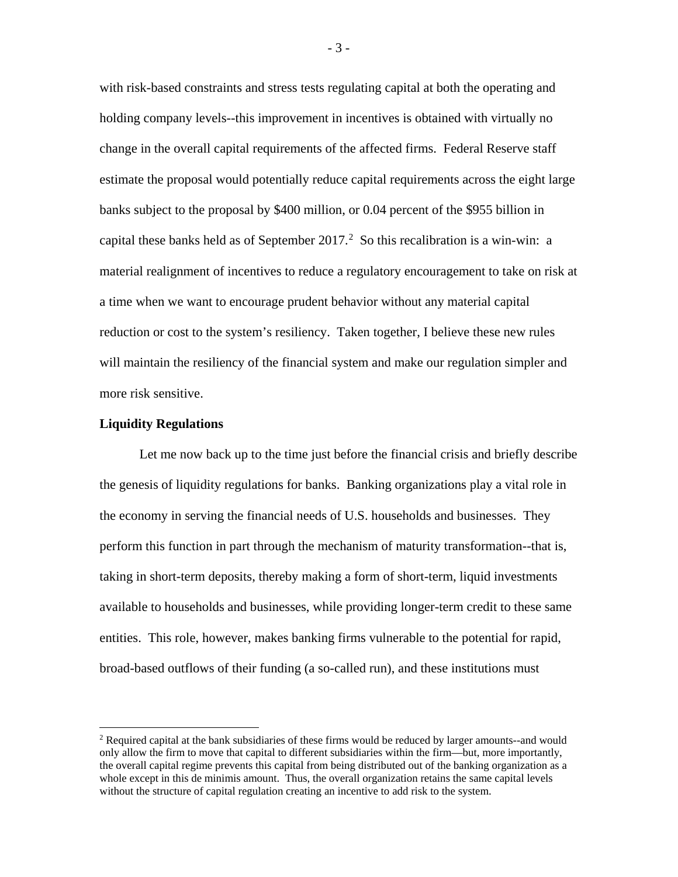with risk-based constraints and stress tests regulating capital at both the operating and holding company levels--this improvement in incentives is obtained with virtually no change in the overall capital requirements of the affected firms. Federal Reserve staff estimate the proposal would potentially reduce capital requirements across the eight large banks subject to the proposal by $400 million, or 0.04 percent of the $955 billion in capital these banks held as of September 2017.[2] So this recalibration is a win-win: a material realignment of incentives to reduce a regulatory encouragement to take on risk at a time when we want to encourage prudent behavior without any material capital reduction or cost to the system's resiliency. Taken together, I believe these new rules will maintain the resiliency of the financial system and make our regulation simpler and more risk sensitive.

**Liquidity Regulations**

Let me now back up to the time just before the financial crisis and briefly describe the genesis of liquidity regulations for banks. Banking organizations play a vital role in the economy in serving the financial needs of U.S. households and businesses. They perform this function in part through the mechanism of maturity transformation--that is, taking in short-term deposits, thereby making a form of short-term, liquid investments available to households and businesses, while providing longer-term credit to these same entities. This role, however, makes banking firms vulnerable to the potential for rapid, broad-based outflows of their funding (a so-called run), and these institutions must

---

[2] Required capital at the bank subsidiaries of these firms would be reduced by larger amounts--and would only allow the firm to move that capital to different subsidiaries within the firm—but, more importantly, the overall capital regime prevents this capital from being distributed out of the banking organization as a whole except in this de minimis amount. Thus, the overall organization retains the same capital levels without the structure of capital regulation creating an incentive to add risk to the system.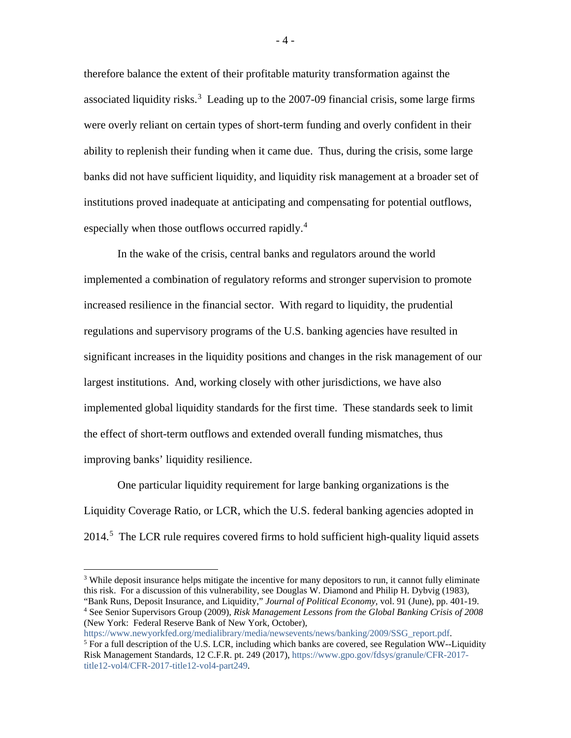therefore balance the extent of their profitable maturity transformation against the associated liquidity risks.[3] Leading up to the 2007-09 financial crisis, some large firms were overly reliant on certain types of short-term funding and overly confident in their ability to replenish their funding when it came due. Thus, during the crisis, some large banks did not have sufficient liquidity, and liquidity risk management at a broader set of institutions proved inadequate at anticipating and compensating for potential outflows, especially when those outflows occurred rapidly.[4]

In the wake of the crisis, central banks and regulators around the world implemented a combination of regulatory reforms and stronger supervision to promote increased resilience in the financial sector. With regard to liquidity, the prudential regulations and supervisory programs of the U.S. banking agencies have resulted in significant increases in the liquidity positions and changes in the risk management of our largest institutions. And, working closely with other jurisdictions, we have also implemented global liquidity standards for the first time. These standards seek to limit the effect of short-term outflows and extended overall funding mismatches, thus improving banks' liquidity resilience.

One particular liquidity requirement for large banking organizations is the Liquidity Coverage Ratio, or LCR, which the U.S. federal banking agencies adopted in 2014.[5] The LCR rule requires covered firms to hold sufficient high-quality liquid assets

---

[3] While deposit insurance helps mitigate the incentive for many depositors to run, it cannot fully eliminate this risk. For a discussion of this vulnerability, see Douglas W. Diamond and Philip H. Dybvig (1983), "Bank Runs, Deposit Insurance, and Liquidity," *Journal of Political Economy*, vol. 91 (June), pp. 401-19.

[4] See Senior Supervisors Group (2009), *Risk Management Lessons from the Global Banking Crisis of 2008* (New York: Federal Reserve Bank of New York, October), https://www.newyorkfed.org/medialibrary/media/newsevents/news/banking/2009/SSG_report.pdf.

[5] For a full description of the U.S. LCR, including which banks are covered, see Regulation WW--Liquidity Risk Management Standards, 12 C.F.R. pt. 249 (2017), https://www.gpo.gov/fdsys/granule/CFR-2017-title12-vol4/CFR-2017-title12-vol4-part249.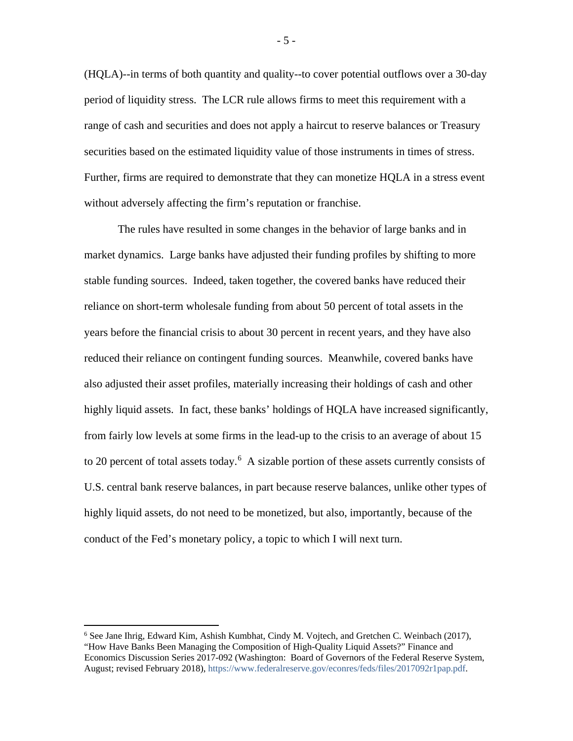(HQLA)--in terms of both quantity and quality--to cover potential outflows over a 30-day period of liquidity stress. The LCR rule allows firms to meet this requirement with a range of cash and securities and does not apply a haircut to reserve balances or Treasury securities based on the estimated liquidity value of those instruments in times of stress. Further, firms are required to demonstrate that they can monetize HQLA in a stress event without adversely affecting the firm's reputation or franchise.

The rules have resulted in some changes in the behavior of large banks and in market dynamics. Large banks have adjusted their funding profiles by shifting to more stable funding sources. Indeed, taken together, the covered banks have reduced their reliance on short-term wholesale funding from about 50 percent of total assets in the years before the financial crisis to about 30 percent in recent years, and they have also reduced their reliance on contingent funding sources. Meanwhile, covered banks have also adjusted their asset profiles, materially increasing their holdings of cash and other highly liquid assets. In fact, these banks' holdings of HQLA have increased significantly, from fairly low levels at some firms in the lead-up to the crisis to an average of about 15 to 20 percent of total assets today.[6] A sizable portion of these assets currently consists of U.S. central bank reserve balances, in part because reserve balances, unlike other types of highly liquid assets, do not need to be monetized, but also, importantly, because of the conduct of the Fed's monetary policy, a topic to which I will next turn.

---

[6] See Jane Ihrig, Edward Kim, Ashish Kumbhat, Cindy M. Vojtech, and Gretchen C. Weinbach (2017), "How Have Banks Been Managing the Composition of High-Quality Liquid Assets?" Finance and Economics Discussion Series 2017-092 (Washington: Board of Governors of the Federal Reserve System, August; revised February 2018), https://www.federalreserve.gov/econres/feds/files/2017092r1pap.pdf.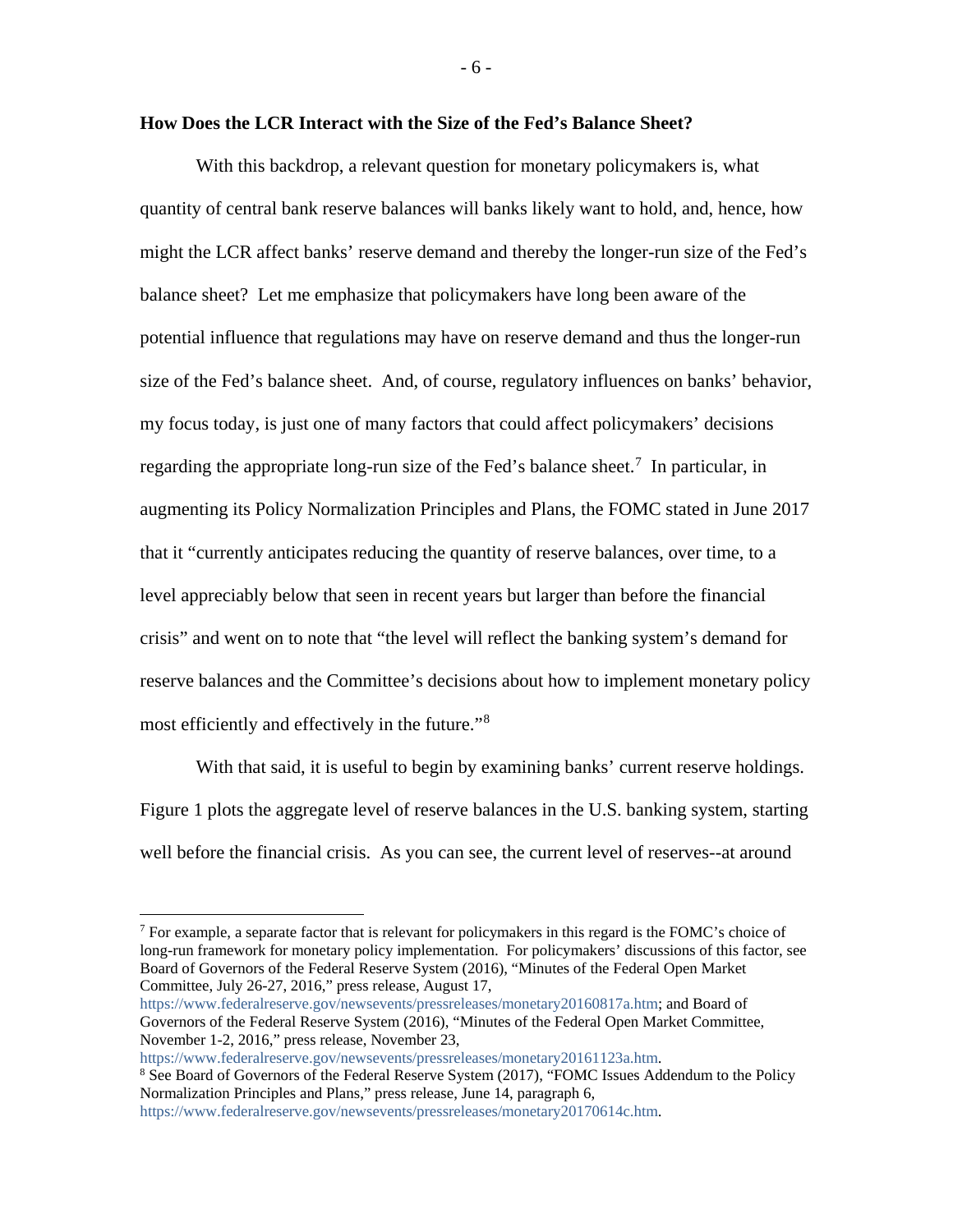**How Does the LCR Interact with the Size of the Fed's Balance Sheet?**

With this backdrop, a relevant question for monetary policymakers is, what quantity of central bank reserve balances will banks likely want to hold, and, hence, how might the LCR affect banks' reserve demand and thereby the longer-run size of the Fed's balance sheet? Let me emphasize that policymakers have long been aware of the potential influence that regulations may have on reserve demand and thus the longer-run size of the Fed's balance sheet. And, of course, regulatory influences on banks' behavior, my focus today, is just one of many factors that could affect policymakers' decisions regarding the appropriate long-run size of the Fed's balance sheet.[7] In particular, in augmenting its Policy Normalization Principles and Plans, the FOMC stated in June 2017 that it "currently anticipates reducing the quantity of reserve balances, over time, to a level appreciably below that seen in recent years but larger than before the financial crisis" and went on to note that "the level will reflect the banking system's demand for reserve balances and the Committee's decisions about how to implement monetary policy most efficiently and effectively in the future."[8]

With that said, it is useful to begin by examining banks' current reserve holdings. Figure 1 plots the aggregate level of reserve balances in the U.S. banking system, starting well before the financial crisis. As you can see, the current level of reserves--at around

---

[7] For example, a separate factor that is relevant for policymakers in this regard is the FOMC's choice of long-run framework for monetary policy implementation. For policymakers' discussions of this factor, see Board of Governors of the Federal Reserve System (2016), "Minutes of the Federal Open Market Committee, July 26-27, 2016," press release, August 17, https://www.federalreserve.gov/newsevents/pressreleases/monetary20160817a.htm; and Board of Governors of the Federal Reserve System (2016), "Minutes of the Federal Open Market Committee, November 1-2, 2016," press release, November 23, https://www.federalreserve.gov/newsevents/pressreleases/monetary20161123a.htm.

[8] See Board of Governors of the Federal Reserve System (2017), "FOMC Issues Addendum to the Policy Normalization Principles and Plans," press release, June 14, paragraph 6, https://www.federalreserve.gov/newsevents/pressreleases/monetary20170614c.htm.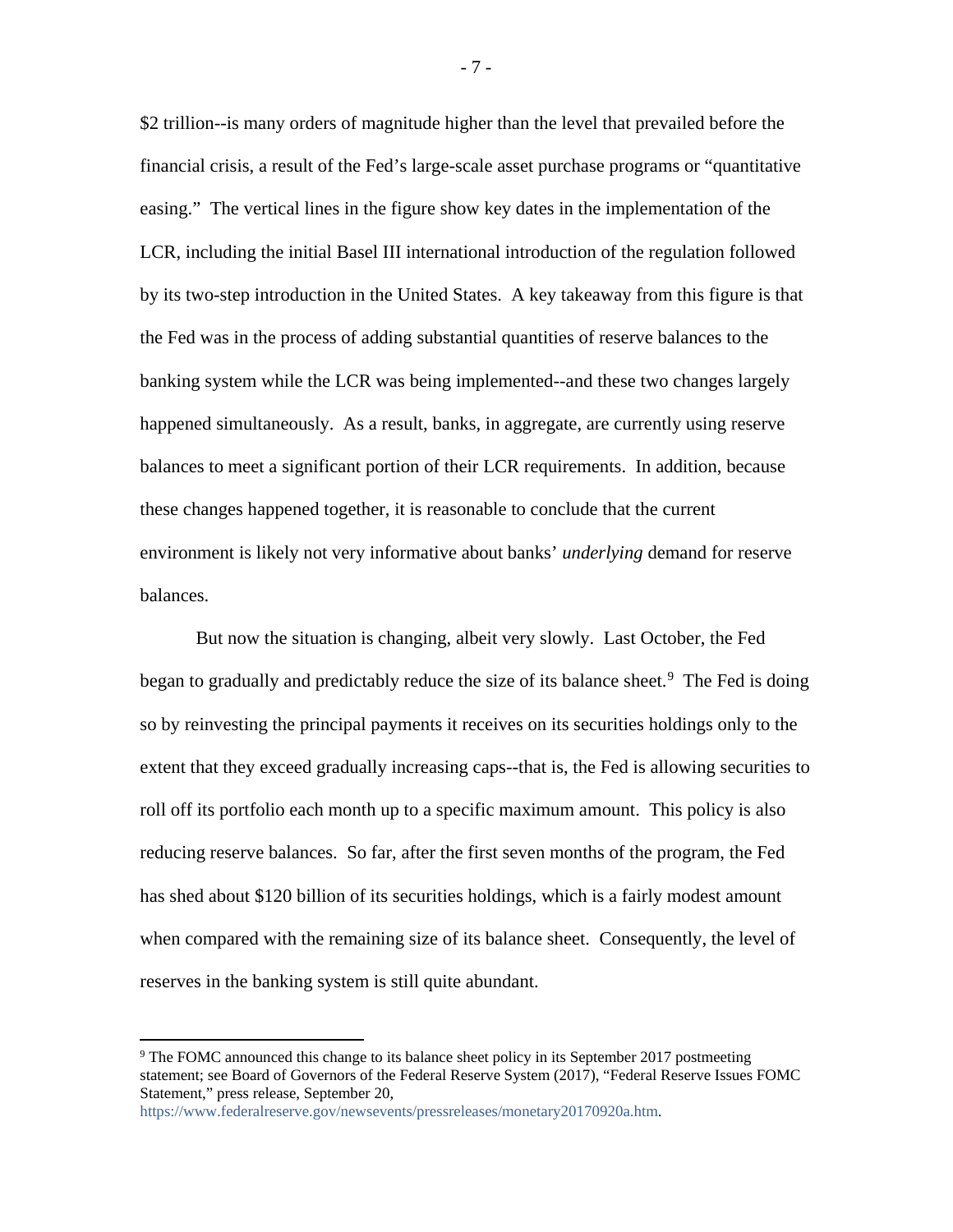$2 trillion--is many orders of magnitude higher than the level that prevailed before the financial crisis, a result of the Fed's large-scale asset purchase programs or "quantitative easing." The vertical lines in the figure show key dates in the implementation of the LCR, including the initial Basel III international introduction of the regulation followed by its two-step introduction in the United States. A key takeaway from this figure is that the Fed was in the process of adding substantial quantities of reserve balances to the banking system while the LCR was being implemented--and these two changes largely happened simultaneously. As a result, banks, in aggregate, are currently using reserve balances to meet a significant portion of their LCR requirements. In addition, because these changes happened together, it is reasonable to conclude that the current environment is likely not very informative about banks' *underlying* demand for reserve balances.

But now the situation is changing, albeit very slowly. Last October, the Fed began to gradually and predictably reduce the size of its balance sheet.[9] The Fed is doing so by reinvesting the principal payments it receives on its securities holdings only to the extent that they exceed gradually increasing caps--that is, the Fed is allowing securities to roll off its portfolio each month up to a specific maximum amount. This policy is also reducing reserve balances. So far, after the first seven months of the program, the Fed has shed about $120 billion of its securities holdings, which is a fairly modest amount when compared with the remaining size of its balance sheet. Consequently, the level of reserves in the banking system is still quite abundant.

[9] The FOMC announced this change to its balance sheet policy in its September 2017 postmeeting statement; see Board of Governors of the Federal Reserve System (2017), "Federal Reserve Issues FOMC Statement," press release, September 20, https://www.federalreserve.gov/newsevents/pressreleases/monetary20170920a.htm.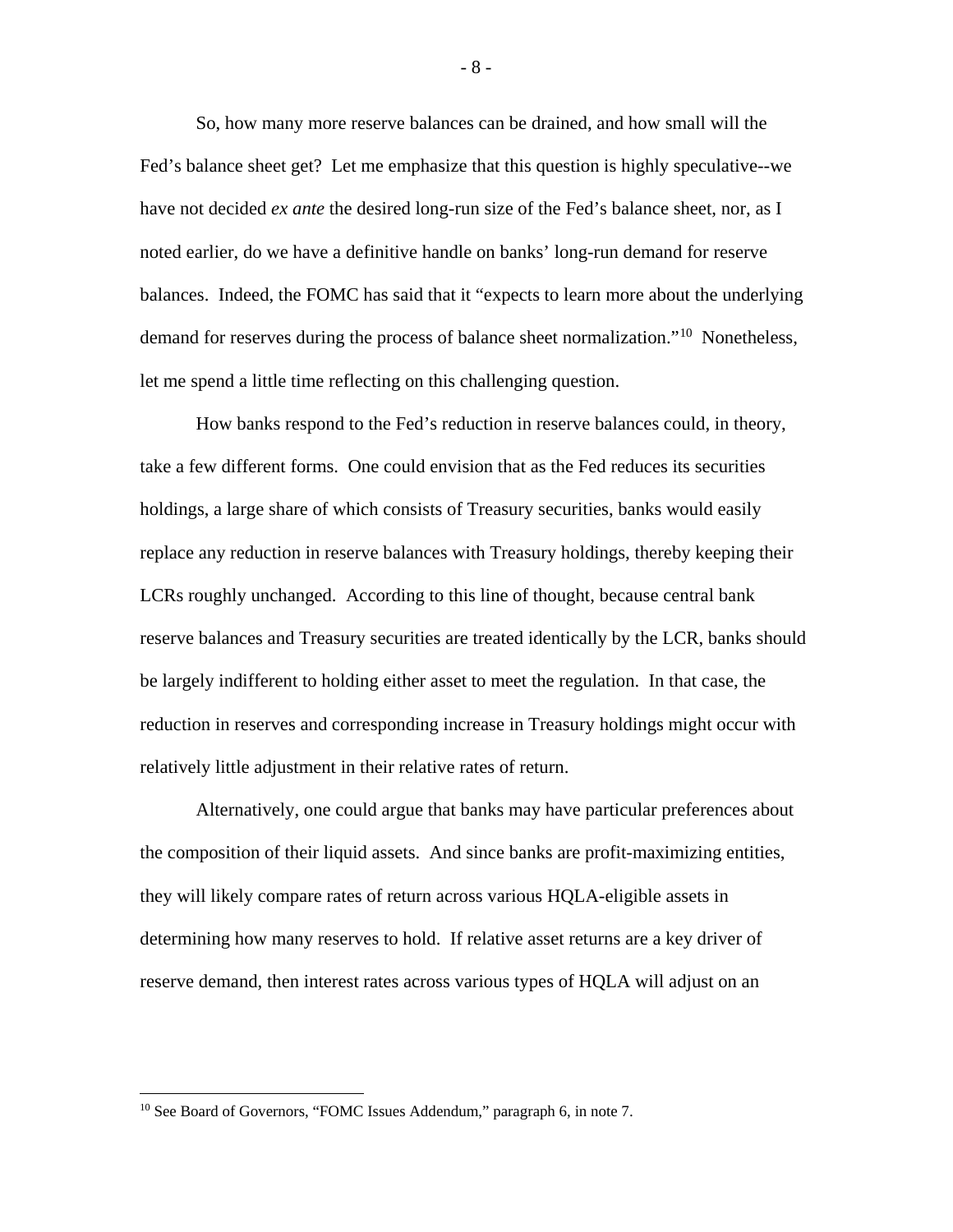So, how many more reserve balances can be drained, and how small will the Fed's balance sheet get? Let me emphasize that this question is highly speculative--we have not decided *ex ante* the desired long-run size of the Fed's balance sheet, nor, as I noted earlier, do we have a definitive handle on banks' long-run demand for reserve balances. Indeed, the FOMC has said that it "expects to learn more about the underlying demand for reserves during the process of balance sheet normalization."[10] Nonetheless, let me spend a little time reflecting on this challenging question.

How banks respond to the Fed's reduction in reserve balances could, in theory, take a few different forms. One could envision that as the Fed reduces its securities holdings, a large share of which consists of Treasury securities, banks would easily replace any reduction in reserve balances with Treasury holdings, thereby keeping their LCRs roughly unchanged. According to this line of thought, because central bank reserve balances and Treasury securities are treated identically by the LCR, banks should be largely indifferent to holding either asset to meet the regulation. In that case, the reduction in reserves and corresponding increase in Treasury holdings might occur with relatively little adjustment in their relative rates of return.

Alternatively, one could argue that banks may have particular preferences about the composition of their liquid assets. And since banks are profit-maximizing entities, they will likely compare rates of return across various HQLA-eligible assets in determining how many reserves to hold. If relative asset returns are a key driver of reserve demand, then interest rates across various types of HQLA will adjust on an

[10] See Board of Governors, "FOMC Issues Addendum," paragraph 6, in note 7.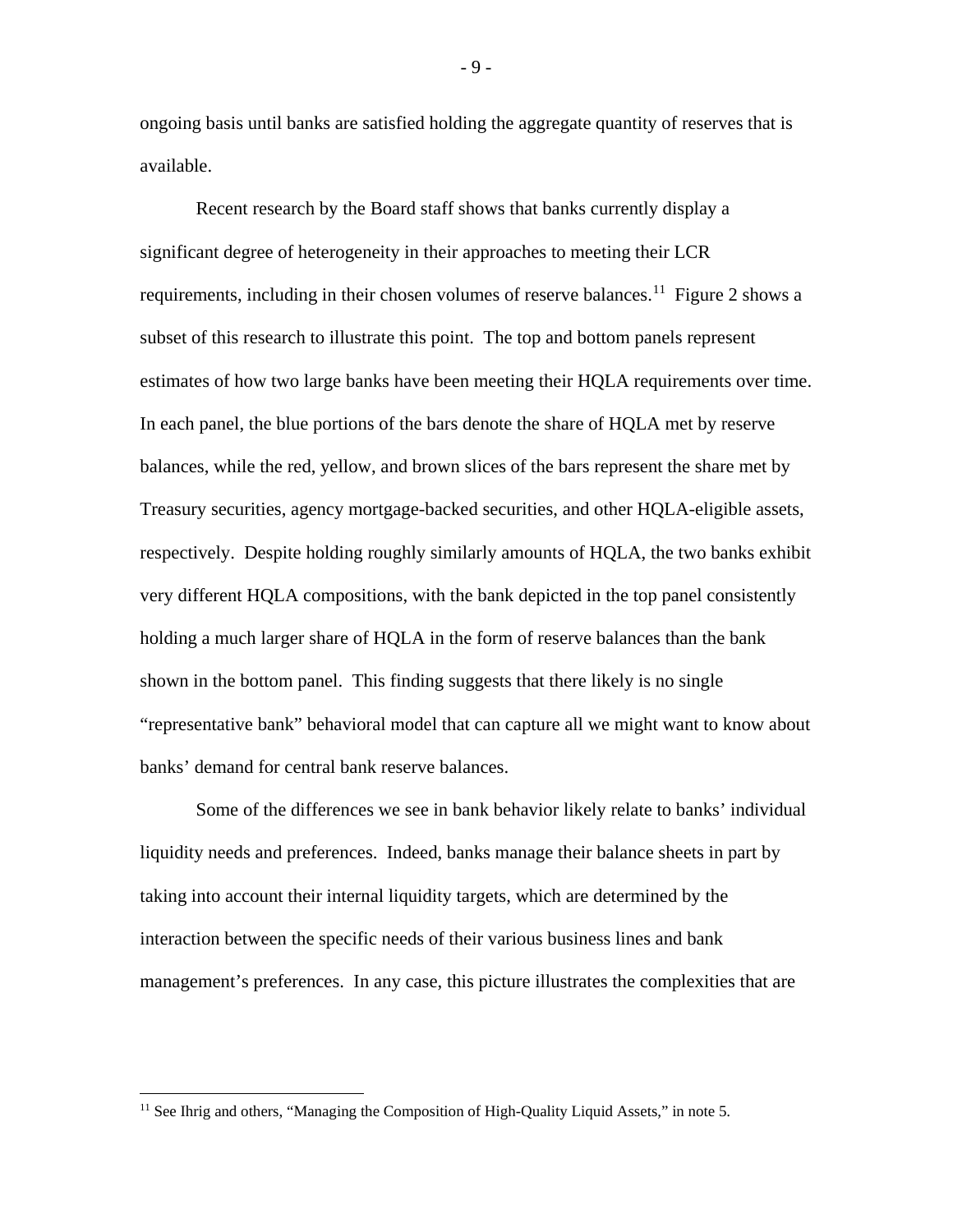ongoing basis until banks are satisfied holding the aggregate quantity of reserves that is available.

Recent research by the Board staff shows that banks currently display a significant degree of heterogeneity in their approaches to meeting their LCR requirements, including in their chosen volumes of reserve balances.[11] Figure 2 shows a subset of this research to illustrate this point. The top and bottom panels represent estimates of how two large banks have been meeting their HQLA requirements over time. In each panel, the blue portions of the bars denote the share of HQLA met by reserve balances, while the red, yellow, and brown slices of the bars represent the share met by Treasury securities, agency mortgage-backed securities, and other HQLA-eligible assets, respectively. Despite holding roughly similarly amounts of HQLA, the two banks exhibit very different HQLA compositions, with the bank depicted in the top panel consistently holding a much larger share of HQLA in the form of reserve balances than the bank shown in the bottom panel. This finding suggests that there likely is no single "representative bank" behavioral model that can capture all we might want to know about banks' demand for central bank reserve balances.

Some of the differences we see in bank behavior likely relate to banks' individual liquidity needs and preferences. Indeed, banks manage their balance sheets in part by taking into account their internal liquidity targets, which are determined by the interaction between the specific needs of their various business lines and bank management's preferences. In any case, this picture illustrates the complexities that are

[11] See Ihrig and others, "Managing the Composition of High-Quality Liquid Assets," in note 5.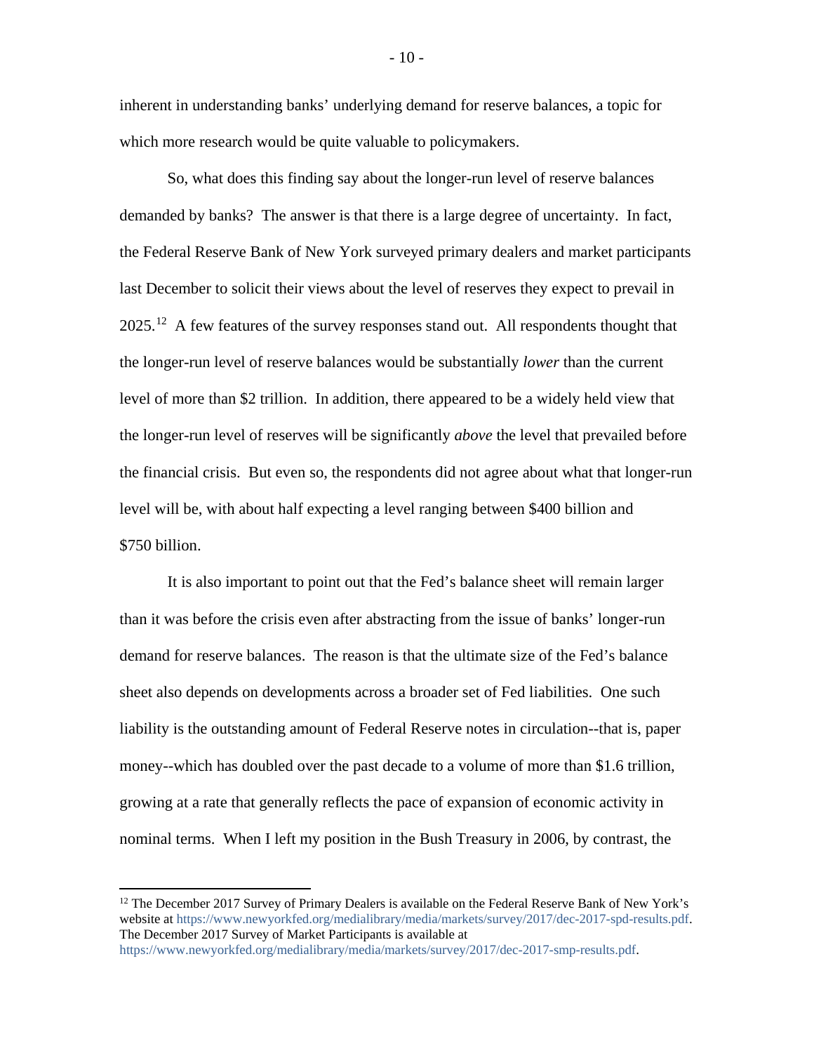inherent in understanding banks' underlying demand for reserve balances, a topic for which more research would be quite valuable to policymakers.

So, what does this finding say about the longer-run level of reserve balances demanded by banks? The answer is that there is a large degree of uncertainty. In fact, the Federal Reserve Bank of New York surveyed primary dealers and market participants last December to solicit their views about the level of reserves they expect to prevail in 2025.[12] A few features of the survey responses stand out. All respondents thought that the longer-run level of reserve balances would be substantially *lower* than the current level of more than $2 trillion. In addition, there appeared to be a widely held view that the longer-run level of reserves will be significantly *above* the level that prevailed before the financial crisis. But even so, the respondents did not agree about what that longer-run level will be, with about half expecting a level ranging between $400 billion and $750 billion.

It is also important to point out that the Fed's balance sheet will remain larger than it was before the crisis even after abstracting from the issue of banks' longer-run demand for reserve balances. The reason is that the ultimate size of the Fed's balance sheet also depends on developments across a broader set of Fed liabilities. One such liability is the outstanding amount of Federal Reserve notes in circulation--that is, paper money--which has doubled over the past decade to a volume of more than $1.6 trillion, growing at a rate that generally reflects the pace of expansion of economic activity in nominal terms. When I left my position in the Bush Treasury in 2006, by contrast, the

---

[12] The December 2017 Survey of Primary Dealers is available on the Federal Reserve Bank of New York's website at https://www.newyorkfed.org/medialibrary/media/markets/survey/2017/dec-2017-spd-results.pdf. The December 2017 Survey of Market Participants is available at https://www.newyorkfed.org/medialibrary/media/markets/survey/2017/dec-2017-smp-results.pdf.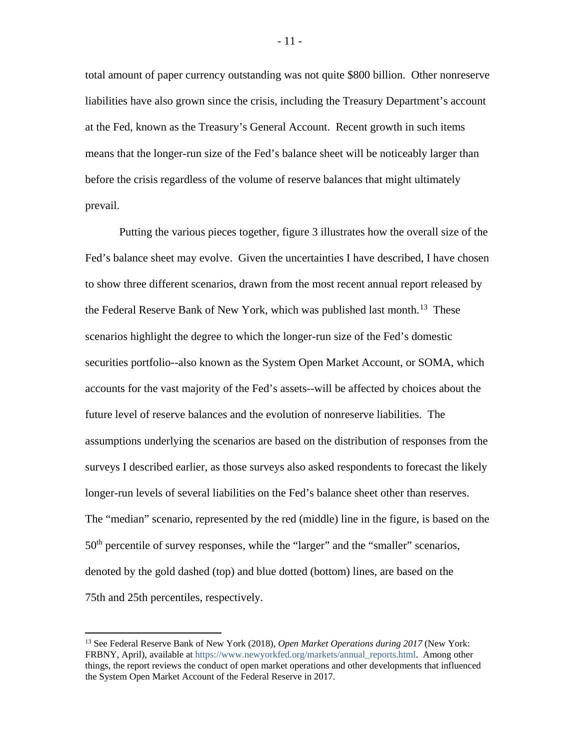total amount of paper currency outstanding was not quite $800 billion. Other nonreserve liabilities have also grown since the crisis, including the Treasury Department's account at the Fed, known as the Treasury's General Account. Recent growth in such items means that the longer-run size of the Fed's balance sheet will be noticeably larger than before the crisis regardless of the volume of reserve balances that might ultimately prevail.

Putting the various pieces together, figure 3 illustrates how the overall size of the Fed's balance sheet may evolve. Given the uncertainties I have described, I have chosen to show three different scenarios, drawn from the most recent annual report released by the Federal Reserve Bank of New York, which was published last month.[13] These scenarios highlight the degree to which the longer-run size of the Fed's domestic securities portfolio--also known as the System Open Market Account, or SOMA, which accounts for the vast majority of the Fed's assets--will be affected by choices about the future level of reserve balances and the evolution of nonreserve liabilities. The assumptions underlying the scenarios are based on the distribution of responses from the surveys I described earlier, as those surveys also asked respondents to forecast the likely longer-run levels of several liabilities on the Fed's balance sheet other than reserves. The "median" scenario, represented by the red (middle) line in the figure, is based on the 50th percentile of survey responses, while the "larger" and the "smaller" scenarios, denoted by the gold dashed (top) and blue dotted (bottom) lines, are based on the 75th and 25th percentiles, respectively.

---

[13] See Federal Reserve Bank of New York (2018), *Open Market Operations during 2017* (New York: FRBNY, April), available at https://www.newyorkfed.org/markets/annual_reports.html. Among other things, the report reviews the conduct of open market operations and other developments that influenced the System Open Market Account of the Federal Reserve in 2017.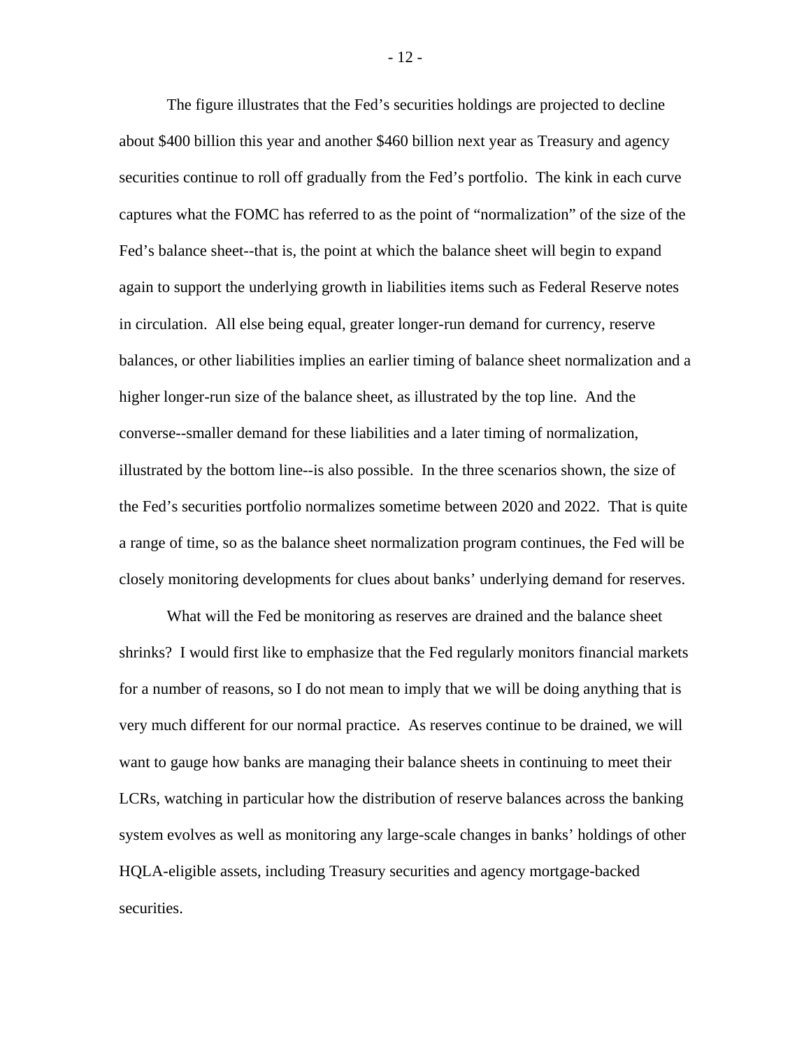The figure illustrates that the Fed's securities holdings are projected to decline about $400 billion this year and another $460 billion next year as Treasury and agency securities continue to roll off gradually from the Fed's portfolio. The kink in each curve captures what the FOMC has referred to as the point of "normalization" of the size of the Fed's balance sheet--that is, the point at which the balance sheet will begin to expand again to support the underlying growth in liabilities items such as Federal Reserve notes in circulation. All else being equal, greater longer-run demand for currency, reserve balances, or other liabilities implies an earlier timing of balance sheet normalization and a higher longer-run size of the balance sheet, as illustrated by the top line. And the converse--smaller demand for these liabilities and a later timing of normalization, illustrated by the bottom line--is also possible. In the three scenarios shown, the size of the Fed's securities portfolio normalizes sometime between 2020 and 2022. That is quite a range of time, so as the balance sheet normalization program continues, the Fed will be closely monitoring developments for clues about banks' underlying demand for reserves.

What will the Fed be monitoring as reserves are drained and the balance sheet shrinks? I would first like to emphasize that the Fed regularly monitors financial markets for a number of reasons, so I do not mean to imply that we will be doing anything that is very much different for our normal practice. As reserves continue to be drained, we will want to gauge how banks are managing their balance sheets in continuing to meet their LCRs, watching in particular how the distribution of reserve balances across the banking system evolves as well as monitoring any large-scale changes in banks' holdings of other HQLA-eligible assets, including Treasury securities and agency mortgage-backed securities.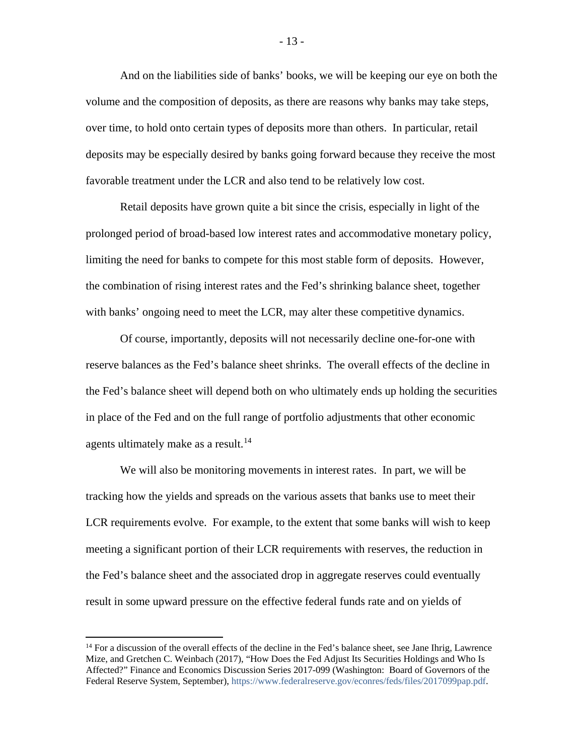And on the liabilities side of banks' books, we will be keeping our eye on both the volume and the composition of deposits, as there are reasons why banks may take steps, over time, to hold onto certain types of deposits more than others. In particular, retail deposits may be especially desired by banks going forward because they receive the most favorable treatment under the LCR and also tend to be relatively low cost.

Retail deposits have grown quite a bit since the crisis, especially in light of the prolonged period of broad-based low interest rates and accommodative monetary policy, limiting the need for banks to compete for this most stable form of deposits. However, the combination of rising interest rates and the Fed's shrinking balance sheet, together with banks' ongoing need to meet the LCR, may alter these competitive dynamics.

Of course, importantly, deposits will not necessarily decline one-for-one with reserve balances as the Fed's balance sheet shrinks. The overall effects of the decline in the Fed's balance sheet will depend both on who ultimately ends up holding the securities in place of the Fed and on the full range of portfolio adjustments that other economic agents ultimately make as a result.[14]

We will also be monitoring movements in interest rates. In part, we will be tracking how the yields and spreads on the various assets that banks use to meet their LCR requirements evolve. For example, to the extent that some banks will wish to keep meeting a significant portion of their LCR requirements with reserves, the reduction in the Fed's balance sheet and the associated drop in aggregate reserves could eventually result in some upward pressure on the effective federal funds rate and on yields of

[14] For a discussion of the overall effects of the decline in the Fed's balance sheet, see Jane Ihrig, Lawrence Mize, and Gretchen C. Weinbach (2017), "How Does the Fed Adjust Its Securities Holdings and Who Is Affected?" Finance and Economics Discussion Series 2017-099 (Washington: Board of Governors of the Federal Reserve System, September), https://www.federalreserve.gov/econres/feds/files/2017099pap.pdf.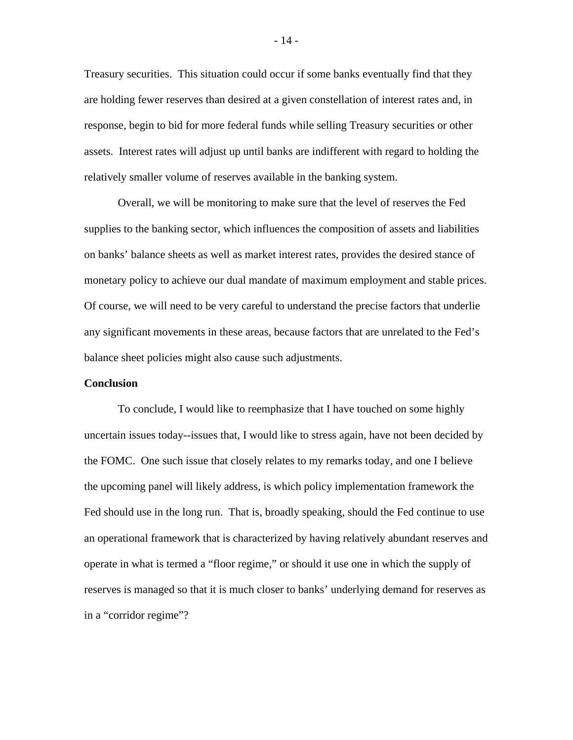Treasury securities. This situation could occur if some banks eventually find that they are holding fewer reserves than desired at a given constellation of interest rates and, in response, begin to bid for more federal funds while selling Treasury securities or other assets. Interest rates will adjust up until banks are indifferent with regard to holding the relatively smaller volume of reserves available in the banking system.

Overall, we will be monitoring to make sure that the level of reserves the Fed supplies to the banking sector, which influences the composition of assets and liabilities on banks' balance sheets as well as market interest rates, provides the desired stance of monetary policy to achieve our dual mandate of maximum employment and stable prices. Of course, we will need to be very careful to understand the precise factors that underlie any significant movements in these areas, because factors that are unrelated to the Fed's balance sheet policies might also cause such adjustments.

**Conclusion**

To conclude, I would like to reemphasize that I have touched on some highly uncertain issues today--issues that, I would like to stress again, have not been decided by the FOMC. One such issue that closely relates to my remarks today, and one I believe the upcoming panel will likely address, is which policy implementation framework the Fed should use in the long run. That is, broadly speaking, should the Fed continue to use an operational framework that is characterized by having relatively abundant reserves and operate in what is termed a "floor regime," or should it use one in which the supply of reserves is managed so that it is much closer to banks' underlying demand for reserves as in a "corridor regime"?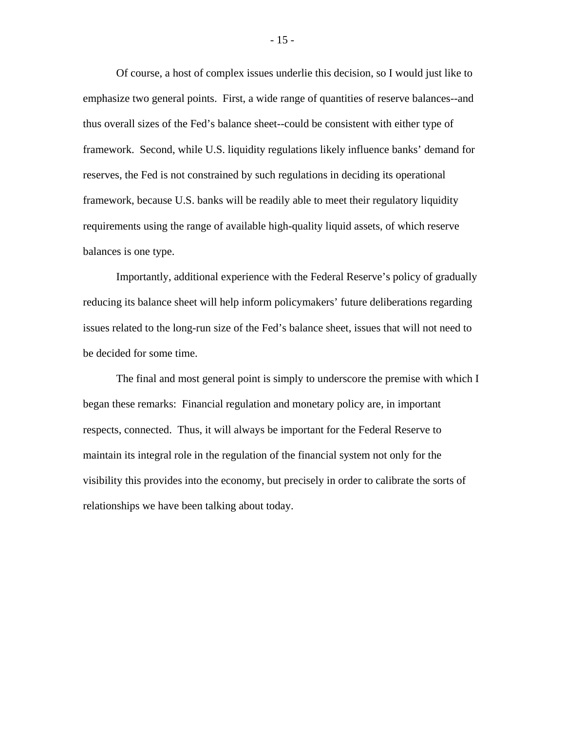Of course, a host of complex issues underlie this decision, so I would just like to emphasize two general points. First, a wide range of quantities of reserve balances--and thus overall sizes of the Fed's balance sheet--could be consistent with either type of framework. Second, while U.S. liquidity regulations likely influence banks' demand for reserves, the Fed is not constrained by such regulations in deciding its operational framework, because U.S. banks will be readily able to meet their regulatory liquidity requirements using the range of available high-quality liquid assets, of which reserve balances is one type.

Importantly, additional experience with the Federal Reserve's policy of gradually reducing its balance sheet will help inform policymakers' future deliberations regarding issues related to the long-run size of the Fed's balance sheet, issues that will not need to be decided for some time.

The final and most general point is simply to underscore the premise with which I began these remarks: Financial regulation and monetary policy are, in important respects, connected. Thus, it will always be important for the Federal Reserve to maintain its integral role in the regulation of the financial system not only for the visibility this provides into the economy, but precisely in order to calibrate the sorts of relationships we have been talking about today.